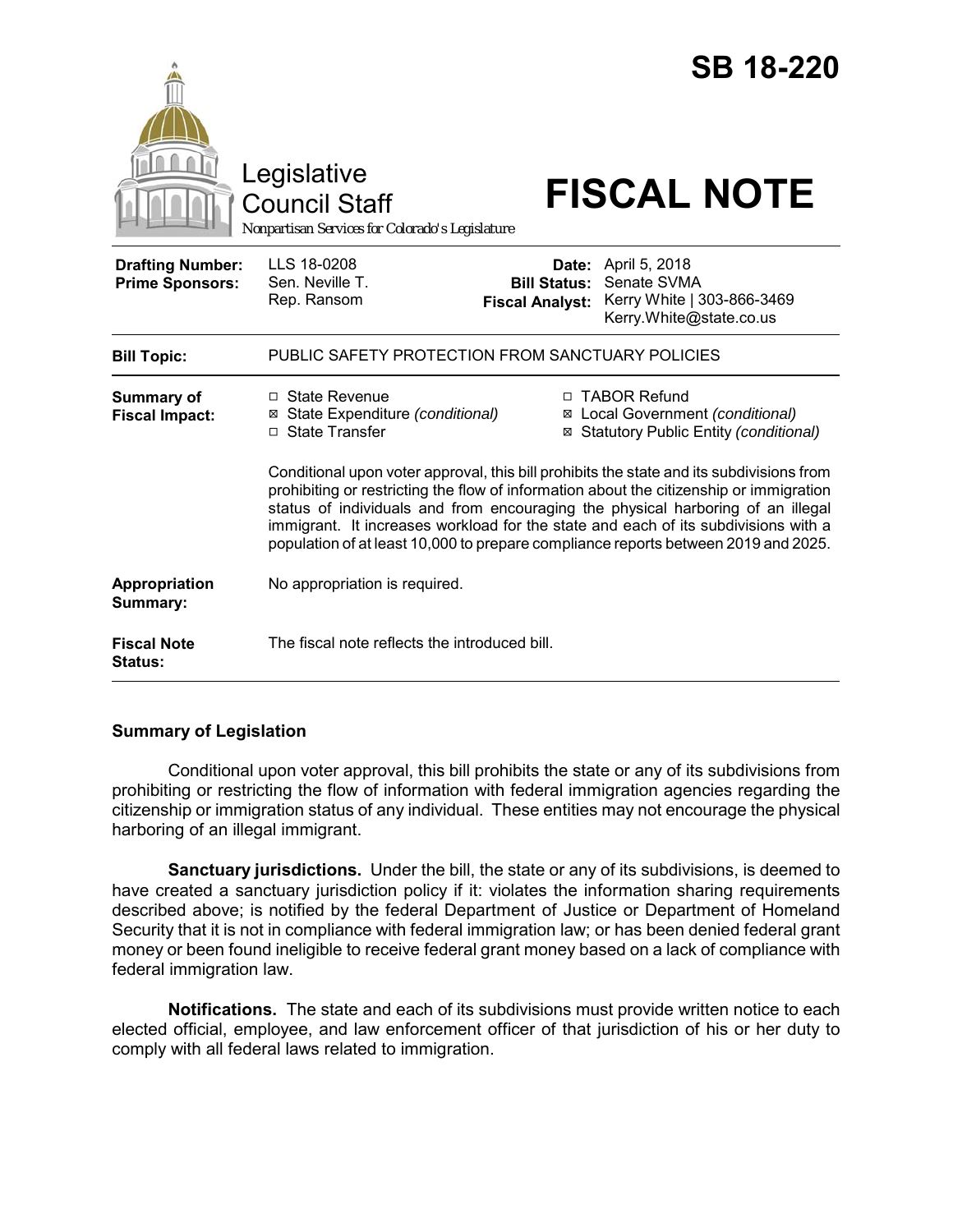# SB 18-220

Legislative Council Staff

*Nonpartisan Services for Colorado's Legislature*

# FISCAL NOTE

| | | | |
|---|---|---|---|
| **Drafting Number:** | LLS 18-0208 | **Date:** | April 5, 2018 |
| **Prime Sponsors:** | Sen. Neville T. | **Bill Status:** | Senate SVMA |
| | Rep. Ransom | **Fiscal Analyst:** | Kerry White \| 303-866-3469 |
| | | | Kerry.White@state.co.us |

| | |
|---|---|
| **Bill Topic:** | PUBLIC SAFETY PROTECTION FROM SANCTUARY POLICIES |

**Summary of Fiscal Impact:**

- ☐ State Revenue
- ☒ State Expenditure *(conditional)*
- ☐ State Transfer
- ☐ TABOR Refund
- ☒ Local Government *(conditional)*
- ☒ Statutory Public Entity *(conditional)*

Conditional upon voter approval, this bill prohibits the state and its subdivisions from prohibiting or restricting the flow of information about the citizenship or immigration status of individuals and from encouraging the physical harboring of an illegal immigrant. It increases workload for the state and each of its subdivisions with a population of at least 10,000 to prepare compliance reports between 2019 and 2025.

**Appropriation Summary:** No appropriation is required.

**Fiscal Note Status:** The fiscal note reflects the introduced bill.

## Summary of Legislation

Conditional upon voter approval, this bill prohibits the state or any of its subdivisions from prohibiting or restricting the flow of information with federal immigration agencies regarding the citizenship or immigration status of any individual. These entities may not encourage the physical harboring of an illegal immigrant.

**Sanctuary jurisdictions.** Under the bill, the state or any of its subdivisions, is deemed to have created a sanctuary jurisdiction policy if it: violates the information sharing requirements described above; is notified by the federal Department of Justice or Department of Homeland Security that it is not in compliance with federal immigration law; or has been denied federal grant money or been found ineligible to receive federal grant money based on a lack of compliance with federal immigration law.

**Notifications.** The state and each of its subdivisions must provide written notice to each elected official, employee, and law enforcement officer of that jurisdiction of his or her duty to comply with all federal laws related to immigration.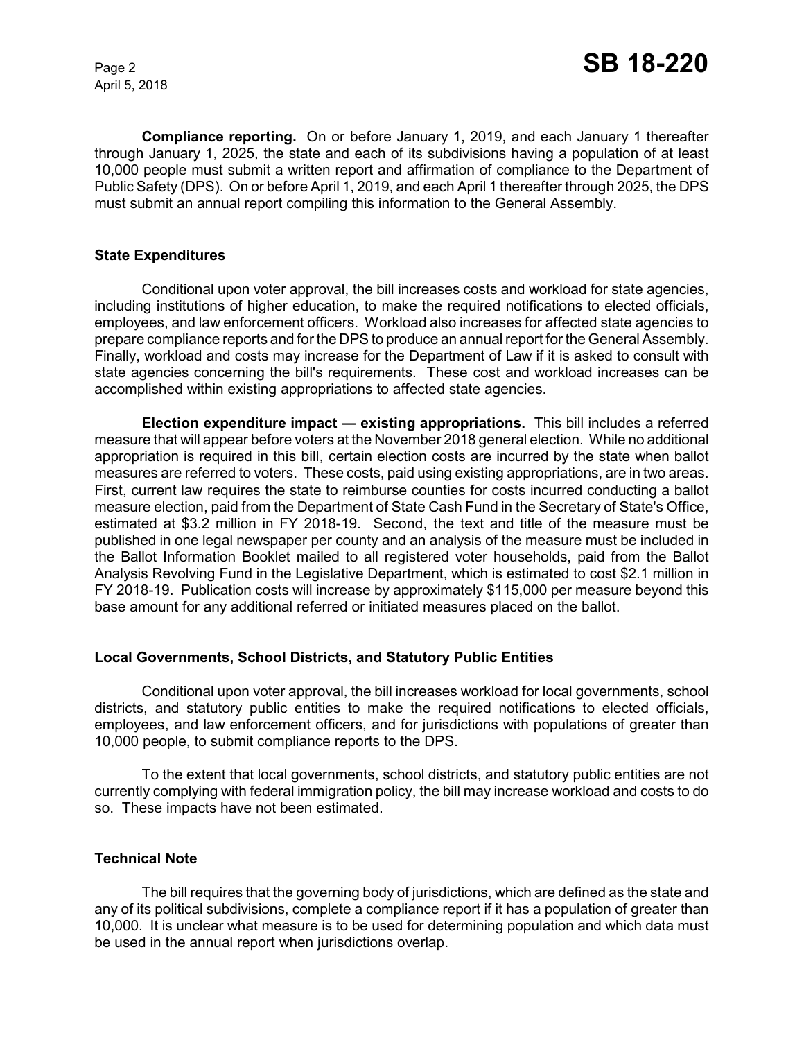**Compliance reporting.** On or before January 1, 2019, and each January 1 thereafter through January 1, 2025, the state and each of its subdivisions having a population of at least 10,000 people must submit a written report and affirmation of compliance to the Department of Public Safety (DPS). On or before April 1, 2019, and each April 1 thereafter through 2025, the DPS must submit an annual report compiling this information to the General Assembly.

### State Expenditures

Conditional upon voter approval, the bill increases costs and workload for state agencies, including institutions of higher education, to make the required notifications to elected officials, employees, and law enforcement officers. Workload also increases for affected state agencies to prepare compliance reports and for the DPS to produce an annual report for the General Assembly. Finally, workload and costs may increase for the Department of Law if it is asked to consult with state agencies concerning the bill's requirements. These cost and workload increases can be accomplished within existing appropriations to affected state agencies.

**Election expenditure impact — existing appropriations.** This bill includes a referred measure that will appear before voters at the November 2018 general election. While no additional appropriation is required in this bill, certain election costs are incurred by the state when ballot measures are referred to voters. These costs, paid using existing appropriations, are in two areas. First, current law requires the state to reimburse counties for costs incurred conducting a ballot measure election, paid from the Department of State Cash Fund in the Secretary of State's Office, estimated at $3.2 million in FY 2018-19. Second, the text and title of the measure must be published in one legal newspaper per county and an analysis of the measure must be included in the Ballot Information Booklet mailed to all registered voter households, paid from the Ballot Analysis Revolving Fund in the Legislative Department, which is estimated to cost $2.1 million in FY 2018-19. Publication costs will increase by approximately $115,000 per measure beyond this base amount for any additional referred or initiated measures placed on the ballot.

### Local Governments, School Districts, and Statutory Public Entities

Conditional upon voter approval, the bill increases workload for local governments, school districts, and statutory public entities to make the required notifications to elected officials, employees, and law enforcement officers, and for jurisdictions with populations of greater than 10,000 people, to submit compliance reports to the DPS.

To the extent that local governments, school districts, and statutory public entities are not currently complying with federal immigration policy, the bill may increase workload and costs to do so. These impacts have not been estimated.

### Technical Note

The bill requires that the governing body of jurisdictions, which are defined as the state and any of its political subdivisions, complete a compliance report if it has a population of greater than 10,000. It is unclear what measure is to be used for determining population and which data must be used in the annual report when jurisdictions overlap.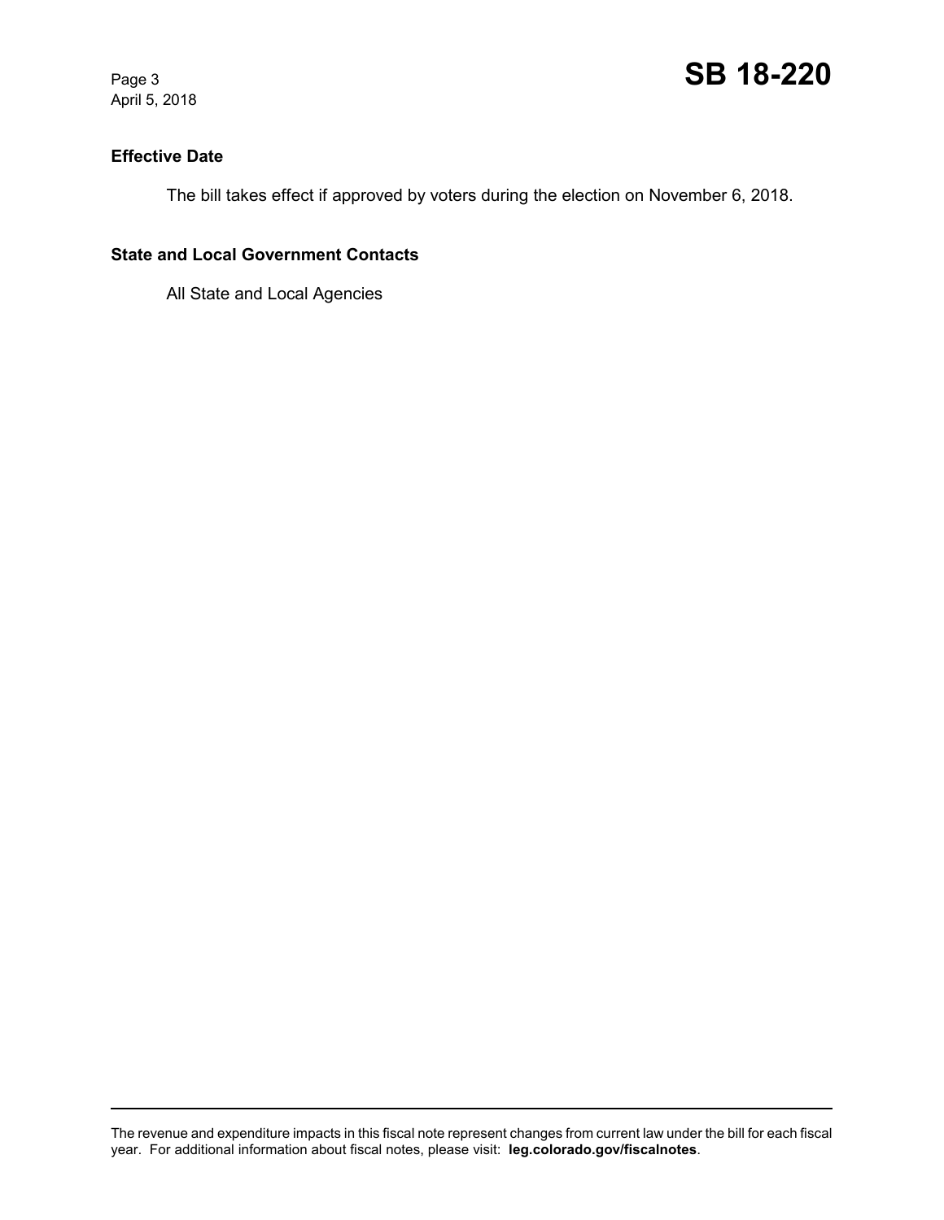## Effective Date

The bill takes effect if approved by voters during the election on November 6, 2018.

## State and Local Government Contacts

All State and Local Agencies

The revenue and expenditure impacts in this fiscal note represent changes from current law under the bill for each fiscal year. For additional information about fiscal notes, please visit: **leg.colorado.gov/fiscalnotes**.